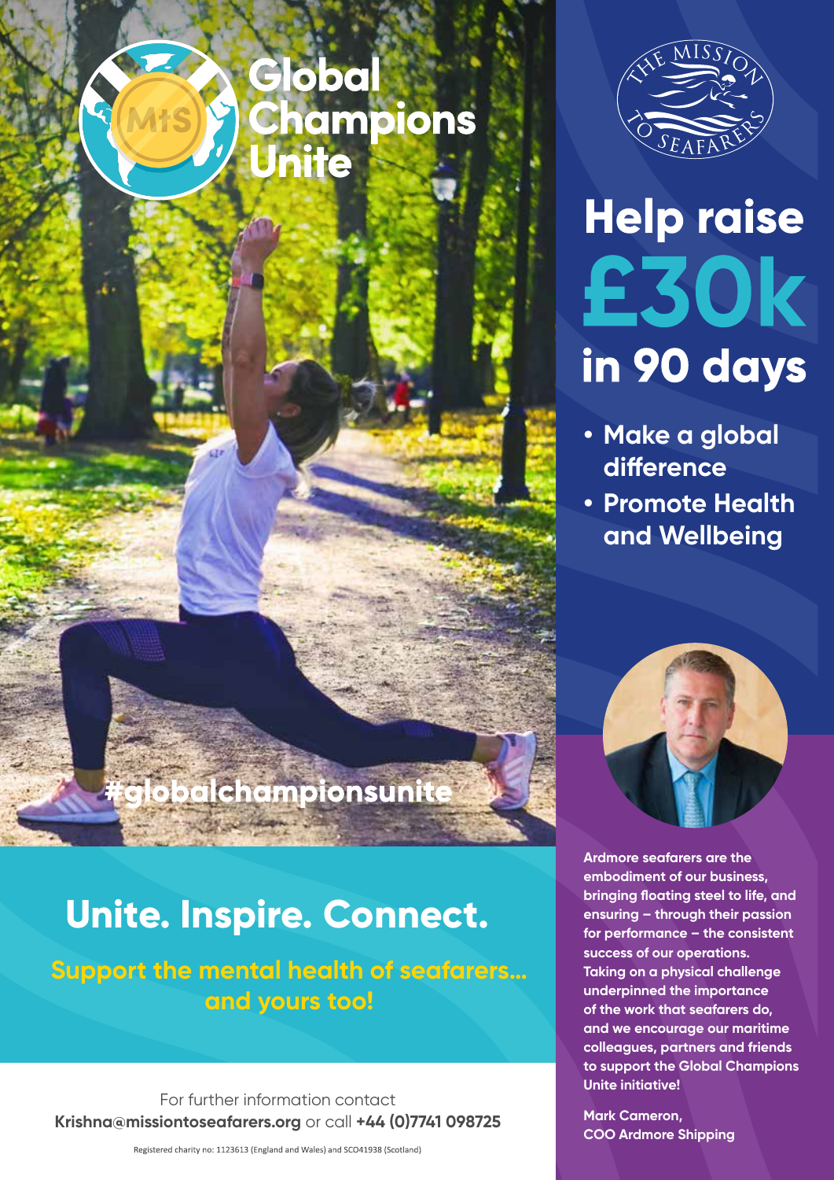# Global Champions Unite

#globalchampionsunite

## Unite. Inspire. Connect.

**Support the mental health of seafarers… and yours too!**

For further information contact **Krishna@missiontoseafarers.org** or call **+44 (0)7741 098725**

Registered charity no: 1123613 (England and Wales) and SCO41938 (Scotland)

THE MISSION TO SEAFARERS

# Help raise £30k in 90 days

- **Make a global difference**
- **Promote Health and Wellbeing**

**Ardmore seafarers are the embodiment of our business, bringing floating steel to life, and ensuring – through their passion for performance – the consistent success of our operations. Taking on a physical challenge underpinned the importance of the work that seafarers do, and we encourage our maritime colleagues, partners and friends to support the Global Champions Unite initiative!**

**Mark Cameron,**
**COO Ardmore Shipping**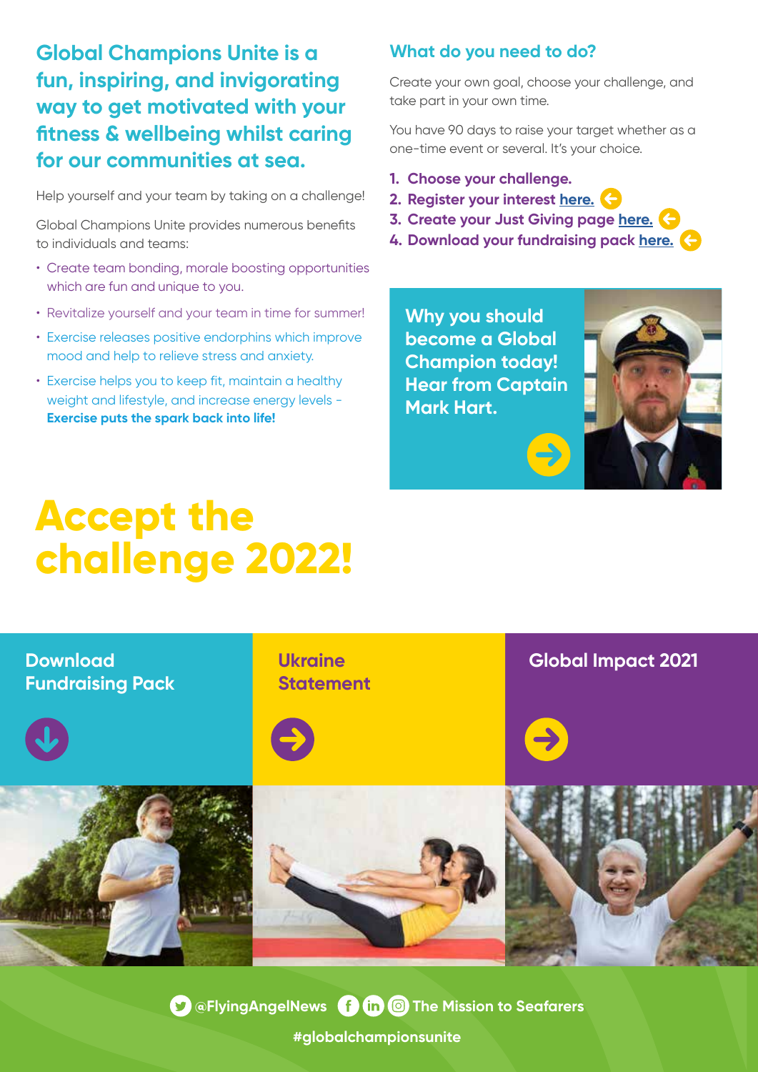## Global Champions Unite is a fun, inspiring, and invigorating way to get motivated with your fitness & wellbeing whilst caring for our communities at sea.

Help yourself and your team by taking on a challenge!

Global Champions Unite provides numerous benefits to individuals and teams:

- Create team bonding, morale boosting opportunities which are fun and unique to you.
- Revitalize yourself and your team in time for summer!
- Exercise releases positive endorphins which improve mood and help to relieve stress and anxiety.
- Exercise helps you to keep fit, maintain a healthy weight and lifestyle, and increase energy levels - **Exercise puts the spark back into life!**

## What do you need to do?

Create your own goal, choose your challenge, and take part in your own time.

You have 90 days to raise your target whether as a one-time event or several. It's your choice.

1. **Choose your challenge.**
2. **Register your interest here.**
3. **Create your Just Giving page here.**
4. **Download your fundraising pack here.**

**Why you should become a Global Champion today! Hear from Captain Mark Hart.**

# Accept the challenge 2022!

**Download Fundraising Pack**

**Ukraine Statement**

**Global Impact 2021**

@FlyingAngelNews The Mission to Seafarers

#globalchampionsunite